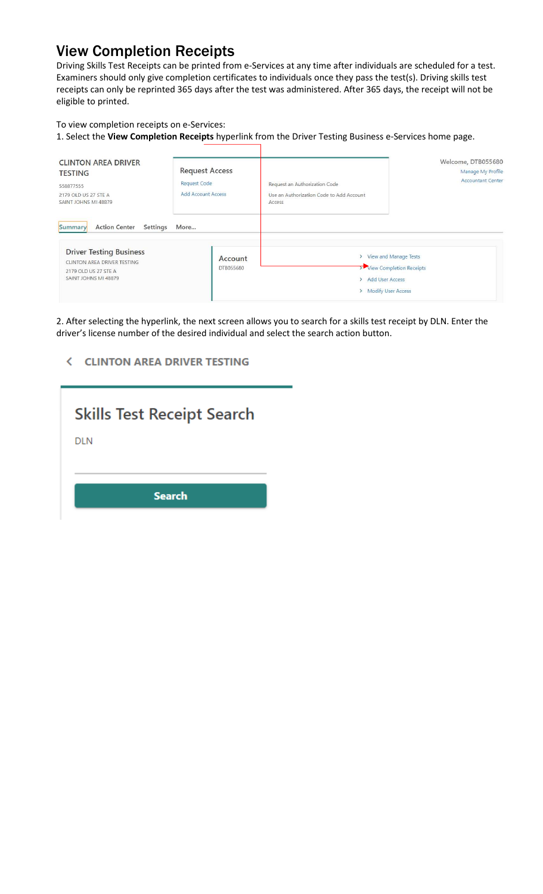# View Completion Receipts

Driving Skills Test Receipts can be printed from e-Services at any time after individuals are scheduled for a test. Examiners should only give completion certificates to individuals once they pass the test(s). Driving skills test receipts can only be reprinted 365 days after the test was administered. After 365 days, the receipt will not be eligible to printed.

To view completion receipts on e-Services:

1. Select the **View Completion Receipts** hyperlink from the Driver Testing Business e-Services home page.

2. After selecting the hyperlink, the next screen allows you to search for a skills test receipt by DLN. Enter the driver's license number of the desired individual and select the search action button.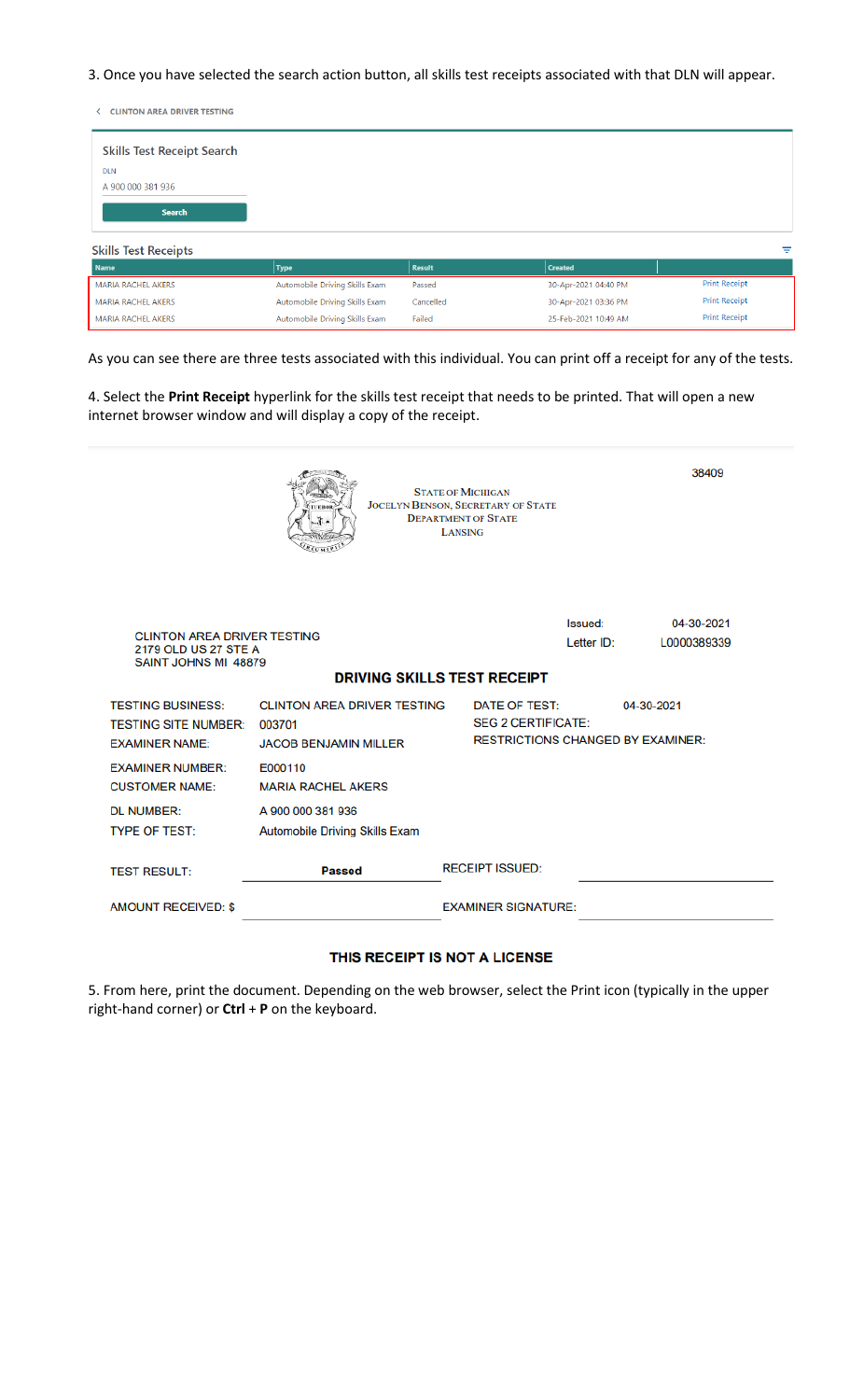3. Once you have selected the search action button, all skills test receipts associated with that DLN will appear.

‹ CLINTON AREA DRIVER TESTING

Skills Test Receipt Search

DLN

A 900 000 381 936

Search

Skills Test Receipts

| Name | Type | Result | Created | |
|---|---|---|---|---|
| MARIA RACHEL AKERS | Automobile Driving Skills Exam | Passed | 30-Apr-2021 04:40 PM | Print Receipt |
| MARIA RACHEL AKERS | Automobile Driving Skills Exam | Cancelled | 30-Apr-2021 03:36 PM | Print Receipt |
| MARIA RACHEL AKERS | Automobile Driving Skills Exam | Failed | 25-Feb-2021 10:49 AM | Print Receipt |

As you can see there are three tests associated with this individual. You can print off a receipt for any of the tests.

4. Select the **Print Receipt** hyperlink for the skills test receipt that needs to be printed. That will open a new internet browser window and will display a copy of the receipt.

38409

STATE OF MICHIGAN
JOCELYN BENSON, SECRETARY OF STATE
DEPARTMENT OF STATE
LANSING

CLINTON AREA DRIVER TESTING
2179 OLD US 27 STE A
SAINT JOHNS MI 48879

Issued: 04-30-2021
Letter ID: L0000389339

**DRIVING SKILLS TEST RECEIPT**

| | | | |
|---|---|---|---|
| TESTING BUSINESS: | CLINTON AREA DRIVER TESTING | DATE OF TEST: | 04-30-2021 |
| TESTING SITE NUMBER: | 003701 | SEG 2 CERTIFICATE: | |
| EXAMINER NAME: | JACOB BENJAMIN MILLER | RESTRICTIONS CHANGED BY EXAMINER: | |
| EXAMINER NUMBER: | E000110 | | |
| CUSTOMER NAME: | MARIA RACHEL AKERS | | |
| DL NUMBER: | A 900 000 381 936 | | |
| TYPE OF TEST: | Automobile Driving Skills Exam | | |
| TEST RESULT: | **Passed** | RECEIPT ISSUED: | |
| AMOUNT RECEIVED: $ | | EXAMINER SIGNATURE: | |

**THIS RECEIPT IS NOT A LICENSE**

5. From here, print the document. Depending on the web browser, select the Print icon (typically in the upper right-hand corner) or **Ctrl** + **P** on the keyboard.